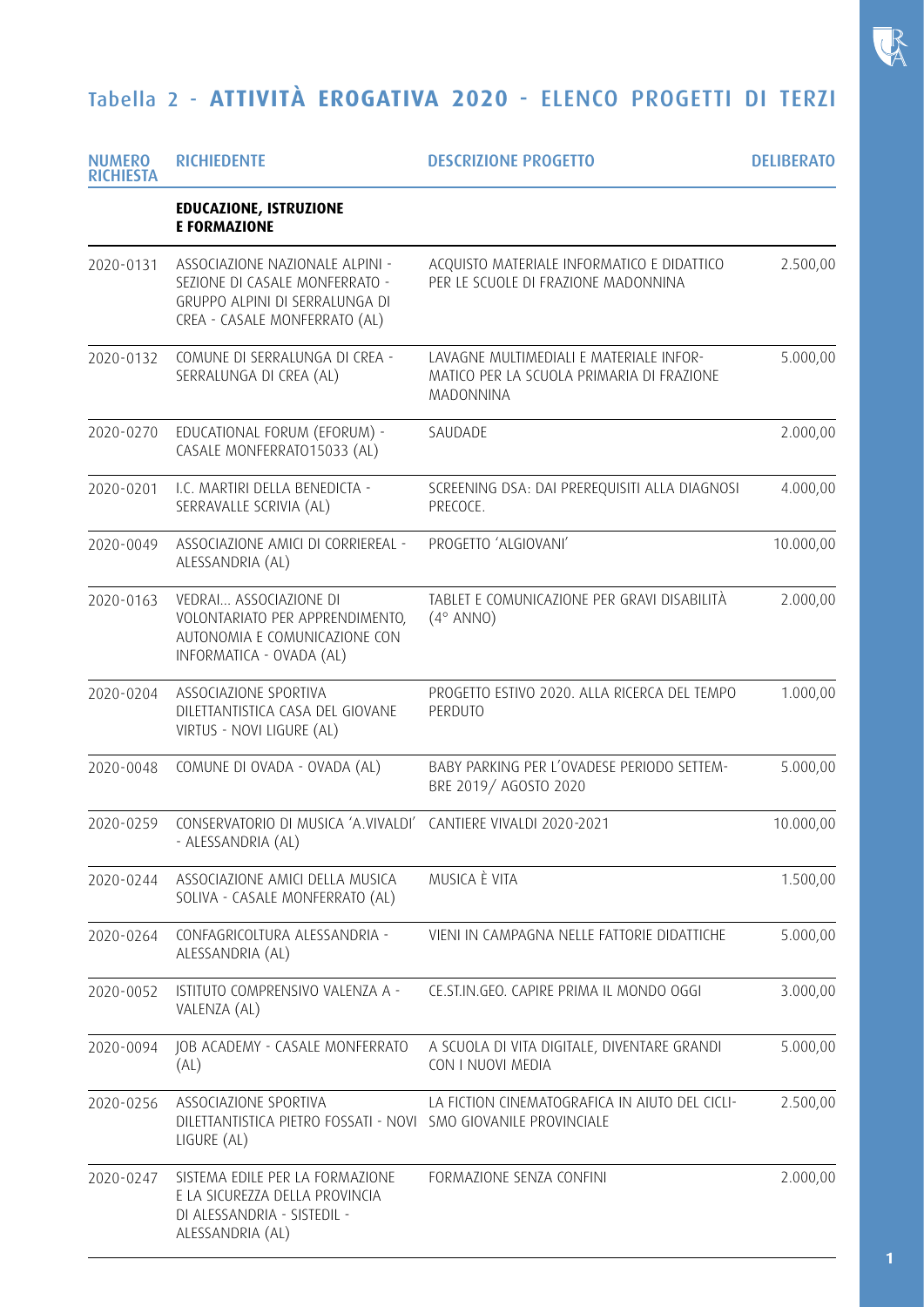## Tabella 2 - **ATTIVITÀ EROGATIVA 2020** - ELENCO PROGETTI DI TERZI

| NUMERO RICHIESTA | RICHIEDENTE | DESCRIZIONE PROGETTO | DELIBERATO |
|---|---|---|---|
| | **EDUCAZIONE, ISTRUZIONE E FORMAZIONE** | | |
| 2020-0131 | ASSOCIAZIONE NAZIONALE ALPINI - SEZIONE DI CASALE MONFERRATO - GRUPPO ALPINI DI SERRALUNGA DI CREA - CASALE MONFERRATO (AL) | ACQUISTO MATERIALE INFORMATICO E DIDATTICO PER LE SCUOLE DI FRAZIONE MADONNINA | 2.500,00 |
| 2020-0132 | COMUNE DI SERRALUNGA DI CREA - SERRALUNGA DI CREA (AL) | LAVAGNE MULTIMEDIALI E MATERIALE INFORMATICO PER LA SCUOLA PRIMARIA DI FRAZIONE MADONNINA | 5.000,00 |
| 2020-0270 | EDUCATIONAL FORUM (EFORUM) - CASALE MONFERRATO15033 (AL) | SAUDADE | 2.000,00 |
| 2020-0201 | I.C. MARTIRI DELLA BENEDICTA - SERRAVALLE SCRIVIA (AL) | SCREENING DSA: DAI PREREQUISITI ALLA DIAGNOSI PRECOCE. | 4.000,00 |
| 2020-0049 | ASSOCIAZIONE AMICI DI CORRIEREAL - ALESSANDRIA (AL) | PROGETTO 'ALGIOVANI' | 10.000,00 |
| 2020-0163 | VEDRAI... ASSOCIAZIONE DI VOLONTARIATO PER APPRENDIMENTO, AUTONOMIA E COMUNICAZIONE CON INFORMATICA - OVADA (AL) | TABLET E COMUNICAZIONE PER GRAVI DISABILITÀ (4° ANNO) | 2.000,00 |
| 2020-0204 | ASSOCIAZIONE SPORTIVA DILETTANTISTICA CASA DEL GIOVANE VIRTUS - NOVI LIGURE (AL) | PROGETTO ESTIVO 2020. ALLA RICERCA DEL TEMPO PERDUTO | 1.000,00 |
| 2020-0048 | COMUNE DI OVADA - OVADA (AL) | BABY PARKING PER L'OVADESE PERIODO SETTEMBRE 2019/ AGOSTO 2020 | 5.000,00 |
| 2020-0259 | CONSERVATORIO DI MUSICA 'A.VIVALDI' - ALESSANDRIA (AL) | CANTIERE VIVALDI 2020-2021 | 10.000,00 |
| 2020-0244 | ASSOCIAZIONE AMICI DELLA MUSICA SOLIVA - CASALE MONFERRATO (AL) | MUSICA È VITA | 1.500,00 |
| 2020-0264 | CONFAGRICOLTURA ALESSANDRIA - ALESSANDRIA (AL) | VIENI IN CAMPAGNA NELLE FATTORIE DIDATTICHE | 5.000,00 |
| 2020-0052 | ISTITUTO COMPRENSIVO VALENZA A - VALENZA (AL) | CE.ST.IN.GEO. CAPIRE PRIMA IL MONDO OGGI | 3.000,00 |
| 2020-0094 | JOB ACADEMY - CASALE MONFERRATO (AL) | A SCUOLA DI VITA DIGITALE, DIVENTARE GRANDI CON I NUOVI MEDIA | 5.000,00 |
| 2020-0256 | ASSOCIAZIONE SPORTIVA DILETTANTISTICA PIETRO FOSSATI - NOVI LIGURE (AL) | LA FICTION CINEMATOGRAFICA IN AIUTO DEL CICLISMO GIOVANILE PROVINCIALE | 2.500,00 |
| 2020-0247 | SISTEMA EDILE PER LA FORMAZIONE E LA SICUREZZA DELLA PROVINCIA DI ALESSANDRIA - SISTEDIL - ALESSANDRIA (AL) | FORMAZIONE SENZA CONFINI | 2.000,00 |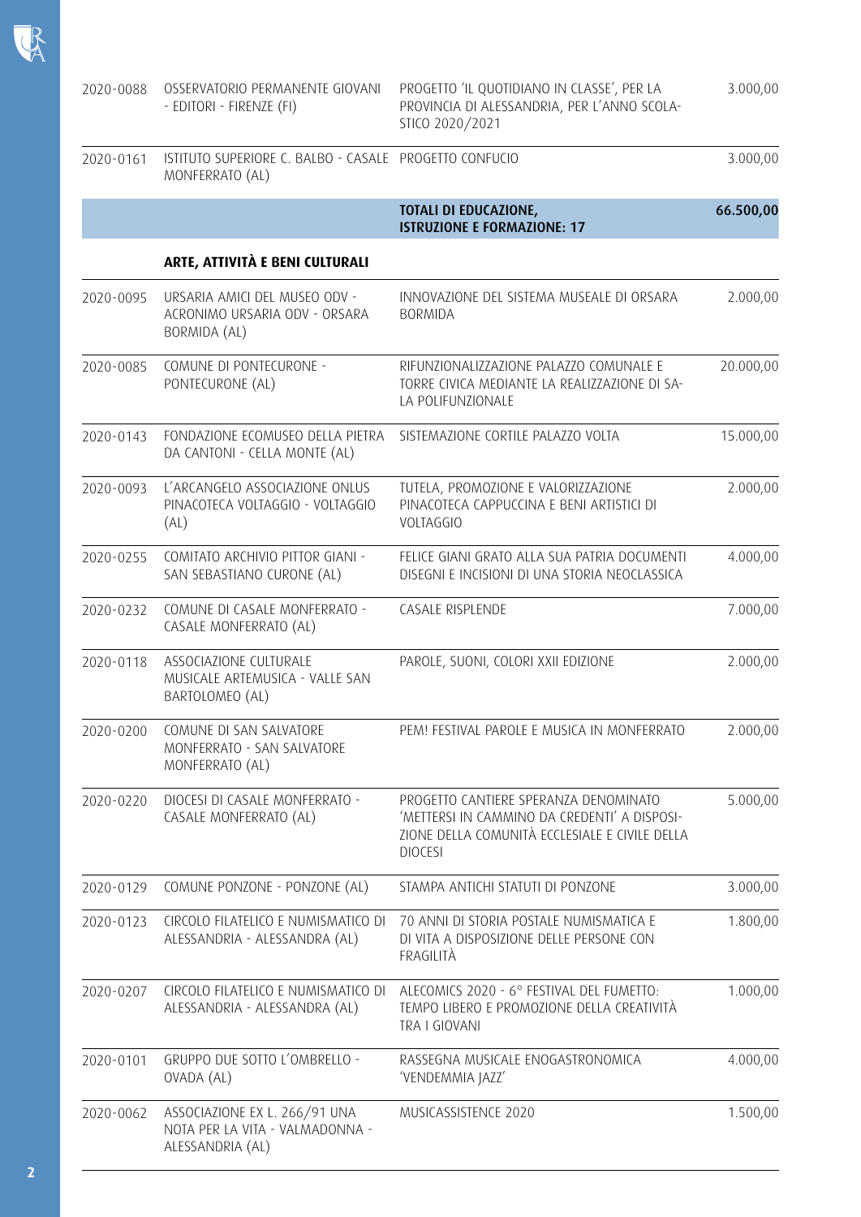| | | | |
|---|---|---|---|
| 2020-0088 | OSSERVATORIO PERMANENTE GIOVANI - EDITORI - FIRENZE (FI) | PROGETTO 'IL QUOTIDIANO IN CLASSE', PER LA PROVINCIA DI ALESSANDRIA, PER L'ANNO SCOLASTICO 2020/2021 | 3.000,00 |
| 2020-0161 | ISTITUTO SUPERIORE C. BALBO - CASALE MONFERRATO (AL) | PROGETTO CONFUCIO | 3.000,00 |
| | | **TOTALI DI EDUCAZIONE, ISTRUZIONE E FORMAZIONE: 17** | **66.500,00** |

**ARTE, ATTIVITÀ E BENI CULTURALI**

| | | | |
|---|---|---|---|
| 2020-0095 | URSARIA AMICI DEL MUSEO ODV - ACRONIMO URSARIA ODV - ORSARA BORMIDA (AL) | INNOVAZIONE DEL SISTEMA MUSEALE DI ORSARA BORMIDA | 2.000,00 |
| 2020-0085 | COMUNE DI PONTECURONE - PONTECURONE (AL) | RIFUNZIONALIZZAZIONE PALAZZO COMUNALE E TORRE CIVICA MEDIANTE LA REALIZZAZIONE DI SALA POLIFUNZIONALE | 20.000,00 |
| 2020-0143 | FONDAZIONE ECOMUSEO DELLA PIETRA DA CANTONI - CELLA MONTE (AL) | SISTEMAZIONE CORTILE PALAZZO VOLTA | 15.000,00 |
| 2020-0093 | L'ARCANGELO ASSOCIAZIONE ONLUS PINACOTECA VOLTAGGIO - VOLTAGGIO (AL) | TUTELA, PROMOZIONE E VALORIZZAZIONE PINACOTECA CAPPUCCINA E BENI ARTISTICI DI VOLTAGGIO | 2.000,00 |
| 2020-0255 | COMITATO ARCHIVIO PITTOR GIANI - SAN SEBASTIANO CURONE (AL) | FELICE GIANI GRATO ALLA SUA PATRIA DOCUMENTI DISEGNI E INCISIONI DI UNA STORIA NEOCLASSICA | 4.000,00 |
| 2020-0232 | COMUNE DI CASALE MONFERRATO - CASALE MONFERRATO (AL) | CASALE RISPLENDE | 7.000,00 |
| 2020-0118 | ASSOCIAZIONE CULTURALE MUSICALE ARTEMUSICA - VALLE SAN BARTOLOMEO (AL) | PAROLE, SUONI, COLORI XXII EDIZIONE | 2.000,00 |
| 2020-0200 | COMUNE DI SAN SALVATORE MONFERRATO - SAN SALVATORE MONFERRATO (AL) | PEM! FESTIVAL PAROLE E MUSICA IN MONFERRATO | 2.000,00 |
| 2020-0220 | DIOCESI DI CASALE MONFERRATO - CASALE MONFERRATO (AL) | PROGETTO CANTIERE SPERANZA DENOMINATO 'METTERSI IN CAMMINO DA CREDENTI' A DISPOSIZIONE DELLA COMUNITÀ ECCLESIALE E CIVILE DELLA DIOCESI | 5.000,00 |
| 2020-0129 | COMUNE PONZONE - PONZONE (AL) | STAMPA ANTICHI STATUTI DI PONZONE | 3.000,00 |
| 2020-0123 | CIRCOLO FILATELICO E NUMISMATICO DI ALESSANDRIA - ALESSANDRA (AL) | 70 ANNI DI STORIA POSTALE NUMISMATICA E DI VITA A DISPOSIZIONE DELLE PERSONE CON FRAGILITÀ | 1.800,00 |
| 2020-0207 | CIRCOLO FILATELICO E NUMISMATICO DI ALESSANDRIA - ALESSANDRA (AL) | ALECOMICS 2020 - 6° FESTIVAL DEL FUMETTO: TEMPO LIBERO E PROMOZIONE DELLA CREATIVITÀ TRA I GIOVANI | 1.000,00 |
| 2020-0101 | GRUPPO DUE SOTTO L'OMBRELLO - OVADA (AL) | RASSEGNA MUSICALE ENOGASTRONOMICA 'VENDEMMIA JAZZ' | 4.000,00 |
| 2020-0062 | ASSOCIAZIONE EX L. 266/91 UNA NOTA PER LA VITA - VALMADONNA - ALESSANDRIA (AL) | MUSICASSISTENCE 2020 | 1.500,00 |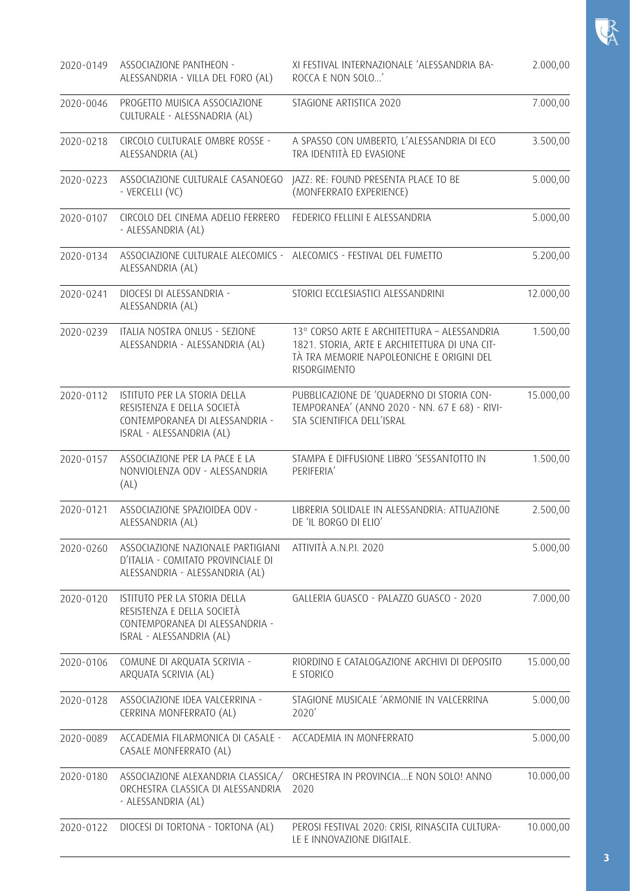| | | | |
|---|---|---|---|
| 2020-0149 | ASSOCIAZIONE PANTHEON - ALESSANDRIA - VILLA DEL FORO (AL) | XI FESTIVAL INTERNAZIONALE 'ALESSANDRIA BAROCCA E NON SOLO...' | 2.000,00 |
| 2020-0046 | PROGETTO MUISICA ASSOCIAZIONE CULTURALE - ALESSNADRIA (AL) | STAGIONE ARTISTICA 2020 | 7.000,00 |
| 2020-0218 | CIRCOLO CULTURALE OMBRE ROSSE - ALESSANDRIA (AL) | A SPASSO CON UMBERTO, L'ALESSANDRIA DI ECO TRA IDENTITÀ ED EVASIONE | 3.500,00 |
| 2020-0223 | ASSOCIAZIONE CULTURALE CASANOEGO - VERCELLI (VC) | JAZZ: RE: FOUND PRESENTA PLACE TO BE (MONFERRATO EXPERIENCE) | 5.000,00 |
| 2020-0107 | CIRCOLO DEL CINEMA ADELIO FERRERO - ALESSANDRIA (AL) | FEDERICO FELLINI E ALESSANDRIA | 5.000,00 |
| 2020-0134 | ASSOCIAZIONE CULTURALE ALECOMICS - ALESSANDRIA (AL) | ALECOMICS - FESTIVAL DEL FUMETTO | 5.200,00 |
| 2020-0241 | DIOCESI DI ALESSANDRIA - ALESSANDRIA (AL) | STORICI ECCLESIASTICI ALESSANDRINI | 12.000,00 |
| 2020-0239 | ITALIA NOSTRA ONLUS - SEZIONE ALESSANDRIA - ALESSANDRIA (AL) | 13° CORSO ARTE E ARCHITETTURA – ALESSANDRIA 1821. STORIA, ARTE E ARCHITETTURA DI UNA CITTÀ TRA MEMORIE NAPOLEONICHE E ORIGINI DEL RISORGIMENTO | 1.500,00 |
| 2020-0112 | ISTITUTO PER LA STORIA DELLA RESISTENZA E DELLA SOCIETÀ CONTEMPORANEA DI ALESSANDRIA - ISRAL - ALESSANDRIA (AL) | PUBBLICAZIONE DE 'QUADERNO DI STORIA CONTEMPORANEA' (ANNO 2020 - NN. 67 E 68) - RIVISTA SCIENTIFICA DELL'ISRAL | 15.000,00 |
| 2020-0157 | ASSOCIAZIONE PER LA PACE E LA NONVIOLENZA ODV - ALESSANDRIA (AL) | STAMPA E DIFFUSIONE LIBRO 'SESSANTOTTO IN PERIFERIA' | 1.500,00 |
| 2020-0121 | ASSOCIAZIONE SPAZIOIDEA ODV - ALESSANDRIA (AL) | LIBRERIA SOLIDALE IN ALESSANDRIA: ATTUAZIONE DE 'IL BORGO DI ELIO' | 2.500,00 |
| 2020-0260 | ASSOCIAZIONE NAZIONALE PARTIGIANI D'ITALIA - COMITATO PROVINCIALE DI ALESSANDRIA - ALESSANDRIA (AL) | ATTIVITÀ A.N.P.I. 2020 | 5.000,00 |
| 2020-0120 | ISTITUTO PER LA STORIA DELLA RESISTENZA E DELLA SOCIETÀ CONTEMPORANEA DI ALESSANDRIA - ISRAL - ALESSANDRIA (AL) | GALLERIA GUASCO - PALAZZO GUASCO - 2020 | 7.000,00 |
| 2020-0106 | COMUNE DI ARQUATA SCRIVIA - ARQUATA SCRIVIA (AL) | RIORDINO E CATALOGAZIONE ARCHIVI DI DEPOSITO E STORICO | 15.000,00 |
| 2020-0128 | ASSOCIAZIONE IDEA VALCERRINA - CERRINA MONFERRATO (AL) | STAGIONE MUSICALE 'ARMONIE IN VALCERRINA 2020' | 5.000,00 |
| 2020-0089 | ACCADEMIA FILARMONICA DI CASALE - CASALE MONFERRATO (AL) | ACCADEMIA IN MONFERRATO | 5.000,00 |
| 2020-0180 | ASSOCIAZIONE ALEXANDRIA CLASSICA/ ORCHESTRA CLASSICA DI ALESSANDRIA - ALESSANDRIA (AL) | ORCHESTRA IN PROVINCIA...E NON SOLO! ANNO 2020 | 10.000,00 |
| 2020-0122 | DIOCESI DI TORTONA - TORTONA (AL) | PEROSI FESTIVAL 2020: CRISI, RINASCITA CULTURALE E INNOVAZIONE DIGITALE. | 10.000,00 |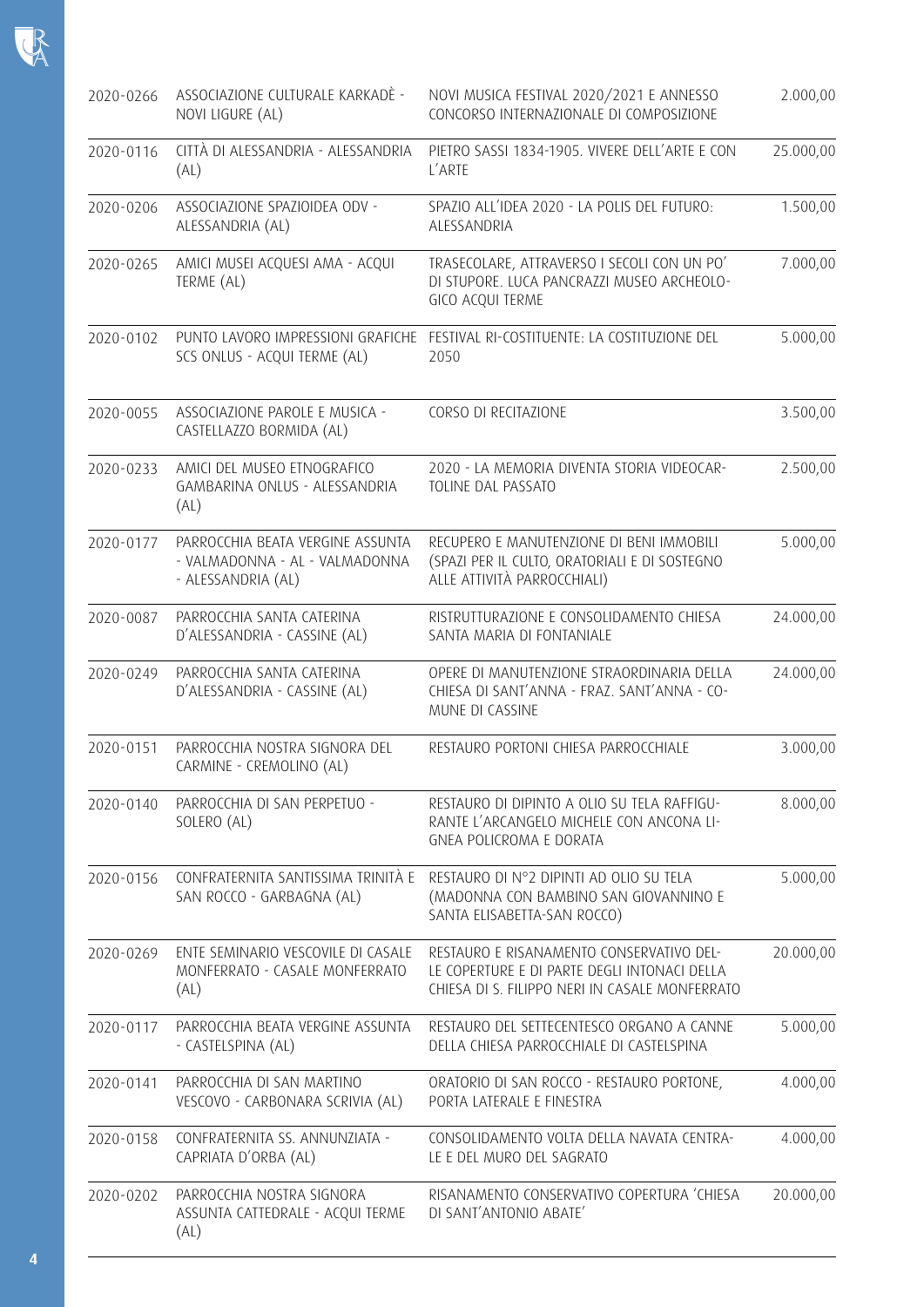| | | | |
|---|---|---|---|
| 2020-0266 | ASSOCIAZIONE CULTURALE KARKADÈ - NOVI LIGURE (AL) | NOVI MUSICA FESTIVAL 2020/2021 E ANNESSO CONCORSO INTERNAZIONALE DI COMPOSIZIONE | 2.000,00 |
| 2020-0116 | CITTÀ DI ALESSANDRIA - ALESSANDRIA (AL) | PIETRO SASSI 1834-1905. VIVERE DELL'ARTE E CON L'ARTE | 25.000,00 |
| 2020-0206 | ASSOCIAZIONE SPAZIOIDEA ODV - ALESSANDRIA (AL) | SPAZIO ALL'IDEA 2020 - LA POLIS DEL FUTURO: ALESSANDRIA | 1.500,00 |
| 2020-0265 | AMICI MUSEI ACQUESI AMA - ACQUI TERME (AL) | TRASECOLARE, ATTRAVERSO I SECOLI CON UN PO' DI STUPORE. LUCA PANCRAZZI MUSEO ARCHEOLOGICO ACQUI TERME | 7.000,00 |
| 2020-0102 | PUNTO LAVORO IMPRESSIONI GRAFICHE SCS ONLUS - ACQUI TERME (AL) | FESTIVAL RI-COSTITUENTE: LA COSTITUZIONE DEL 2050 | 5.000,00 |
| 2020-0055 | ASSOCIAZIONE PAROLE E MUSICA - CASTELLAZZO BORMIDA (AL) | CORSO DI RECITAZIONE | 3.500,00 |
| 2020-0233 | AMICI DEL MUSEO ETNOGRAFICO GAMBARINA ONLUS - ALESSANDRIA (AL) | 2020 - LA MEMORIA DIVENTA STORIA VIDEOCARTOLINE DAL PASSATO | 2.500,00 |
| 2020-0177 | PARROCCHIA BEATA VERGINE ASSUNTA - VALMADONNA - AL - VALMADONNA - ALESSANDRIA (AL) | RECUPERO E MANUTENZIONE DI BENI IMMOBILI (SPAZI PER IL CULTO, ORATORIALI E DI SOSTEGNO ALLE ATTIVITÀ PARROCCHIALI) | 5.000,00 |
| 2020-0087 | PARROCCHIA SANTA CATERINA D'ALESSANDRIA - CASSINE (AL) | RISTRUTTURAZIONE E CONSOLIDAMENTO CHIESA SANTA MARIA DI FONTANIALE | 24.000,00 |
| 2020-0249 | PARROCCHIA SANTA CATERINA D'ALESSANDRIA - CASSINE (AL) | OPERE DI MANUTENZIONE STRAORDINARIA DELLA CHIESA DI SANT'ANNA - FRAZ. SANT'ANNA - COMUNE DI CASSINE | 24.000,00 |
| 2020-0151 | PARROCCHIA NOSTRA SIGNORA DEL CARMINE - CREMOLINO (AL) | RESTAURO PORTONI CHIESA PARROCCHIALE | 3.000,00 |
| 2020-0140 | PARROCCHIA DI SAN PERPETUO - SOLERO (AL) | RESTAURO DI DIPINTO A OLIO SU TELA RAFFIGURANTE L'ARCANGELO MICHELE CON ANCONA LIGNEA POLICROMA E DORATA | 8.000,00 |
| 2020-0156 | CONFRATERNITA SANTISSIMA TRINITÀ E SAN ROCCO - GARBAGNA (AL) | RESTAURO DI N°2 DIPINTI AD OLIO SU TELA (MADONNA CON BAMBINO SAN GIOVANNINO E SANTA ELISABETTA-SAN ROCCO) | 5.000,00 |
| 2020-0269 | ENTE SEMINARIO VESCOVILE DI CASALE MONFERRATO - CASALE MONFERRATO (AL) | RESTAURO E RISANAMENTO CONSERVATIVO DELLE COPERTURE E DI PARTE DEGLI INTONACI DELLA CHIESA DI S. FILIPPO NERI IN CASALE MONFERRATO | 20.000,00 |
| 2020-0117 | PARROCCHIA BEATA VERGINE ASSUNTA - CASTELSPINA (AL) | RESTAURO DEL SETTECENTESCO ORGANO A CANNE DELLA CHIESA PARROCCHIALE DI CASTELSPINA | 5.000,00 |
| 2020-0141 | PARROCCHIA DI SAN MARTINO VESCOVO - CARBONARA SCRIVIA (AL) | ORATORIO DI SAN ROCCO - RESTAURO PORTONE, PORTA LATERALE E FINESTRA | 4.000,00 |
| 2020-0158 | CONFRATERNITA SS. ANNUNZIATA - CAPRIATA D'ORBA (AL) | CONSOLIDAMENTO VOLTA DELLA NAVATA CENTRALE E DEL MURO DEL SAGRATO | 4.000,00 |
| 2020-0202 | PARROCCHIA NOSTRA SIGNORA ASSUNTA CATTEDRALE - ACQUI TERME (AL) | RISANAMENTO CONSERVATIVO COPERTURA 'CHIESA DI SANT'ANTONIO ABATE' | 20.000,00 |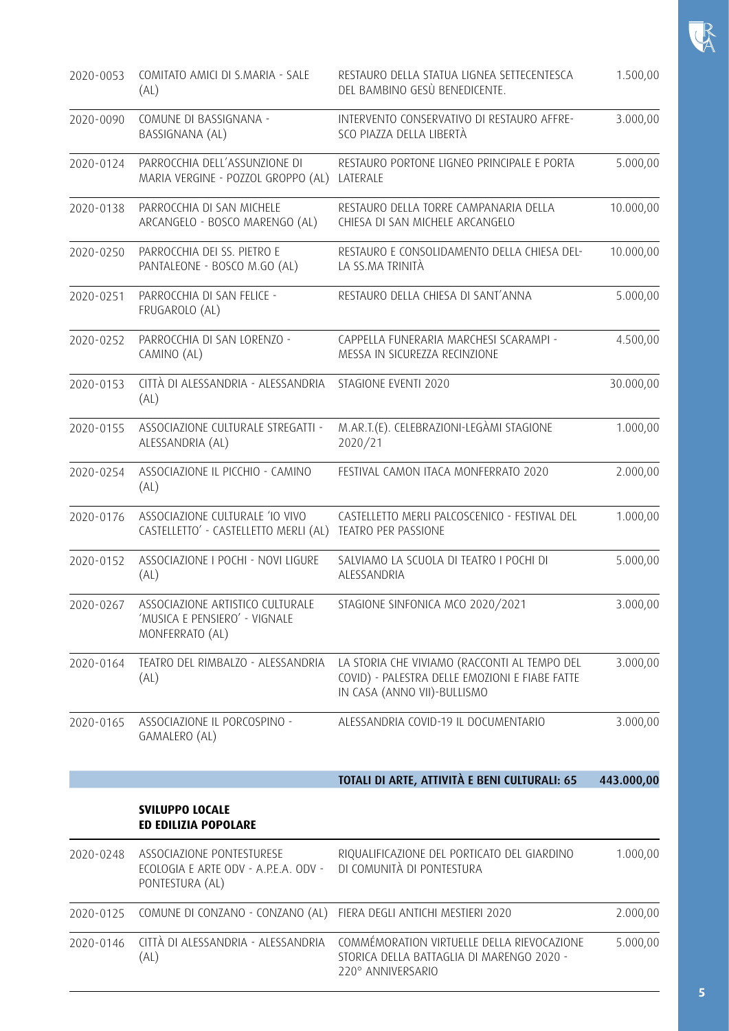| | | | |
|---|---|---|---|
| 2020-0053 | COMITATO AMICI DI S.MARIA - SALE (AL) | RESTAURO DELLA STATUA LIGNEA SETTECENTESCA DEL BAMBINO GESÙ BENEDICENTE. | 1.500,00 |
| 2020-0090 | COMUNE DI BASSIGNANA - BASSIGNANA (AL) | INTERVENTO CONSERVATIVO DI RESTAURO AFFRESCO PIAZZA DELLA LIBERTÀ | 3.000,00 |
| 2020-0124 | PARROCCHIA DELL'ASSUNZIONE DI MARIA VERGINE - POZZOL GROPPO (AL) | RESTAURO PORTONE LIGNEO PRINCIPALE E PORTA LATERALE | 5.000,00 |
| 2020-0138 | PARROCCHIA DI SAN MICHELE ARCANGELO - BOSCO MARENGO (AL) | RESTAURO DELLA TORRE CAMPANARIA DELLA CHIESA DI SAN MICHELE ARCANGELO | 10.000,00 |
| 2020-0250 | PARROCCHIA DEI SS. PIETRO E PANTALEONE - BOSCO M.GO (AL) | RESTAURO E CONSOLIDAMENTO DELLA CHIESA DELLA SS.MA TRINITÀ | 10.000,00 |
| 2020-0251 | PARROCCHIA DI SAN FELICE - FRUGAROLO (AL) | RESTAURO DELLA CHIESA DI SANT'ANNA | 5.000,00 |
| 2020-0252 | PARROCCHIA DI SAN LORENZO - CAMINO (AL) | CAPPELLA FUNERARIA MARCHESI SCARAMPI - MESSA IN SICUREZZA RECINZIONE | 4.500,00 |
| 2020-0153 | CITTÀ DI ALESSANDRIA - ALESSANDRIA (AL) | STAGIONE EVENTI 2020 | 30.000,00 |
| 2020-0155 | ASSOCIAZIONE CULTURALE STREGATTI - ALESSANDRIA (AL) | M.AR.T.(E). CELEBRAZIONI-LEGÀMI STAGIONE 2020/21 | 1.000,00 |
| 2020-0254 | ASSOCIAZIONE IL PICCHIO - CAMINO (AL) | FESTIVAL CAMON ITACA MONFERRATO 2020 | 2.000,00 |
| 2020-0176 | ASSOCIAZIONE CULTURALE 'IO VIVO CASTELLETTO' - CASTELLETTO MERLI (AL) | CASTELLETTO MERLI PALCOSCENICO - FESTIVAL DEL TEATRO PER PASSIONE | 1.000,00 |
| 2020-0152 | ASSOCIAZIONE I POCHI - NOVI LIGURE (AL) | SALVIAMO LA SCUOLA DI TEATRO I POCHI DI ALESSANDRIA | 5.000,00 |
| 2020-0267 | ASSOCIAZIONE ARTISTICO CULTURALE 'MUSICA E PENSIERO' - VIGNALE MONFERRATO (AL) | STAGIONE SINFONICA MCO 2020/2021 | 3.000,00 |
| 2020-0164 | TEATRO DEL RIMBALZO - ALESSANDRIA (AL) | LA STORIA CHE VIVIAMO (RACCONTI AL TEMPO DEL COVID) - PALESTRA DELLE EMOZIONI E FIABE FATTE IN CASA (ANNO VII)-BULLISMO | 3.000,00 |
| 2020-0165 | ASSOCIAZIONE IL PORCOSPINO - GAMALERO (AL) | ALESSANDRIA COVID-19 IL DOCUMENTARIO | 3.000,00 |
| | | **TOTALI DI ARTE, ATTIVITÀ E BENI CULTURALI: 65** | **443.000,00** |

### SVILUPPO LOCALE ED EDILIZIA POPOLARE

| | | | |
|---|---|---|---|
| 2020-0248 | ASSOCIAZIONE PONTESTURESE ECOLOGIA E ARTE ODV - A.P.E.A. ODV - PONTESTURA (AL) | RIQUALIFICAZIONE DEL PORTICATO DEL GIARDINO DI COMUNITÀ DI PONTESTURA | 1.000,00 |
| 2020-0125 | COMUNE DI CONZANO - CONZANO (AL) | FIERA DEGLI ANTICHI MESTIERI 2020 | 2.000,00 |
| 2020-0146 | CITTÀ DI ALESSANDRIA - ALESSANDRIA (AL) | COMMÉMORATION VIRTUELLE DELLA RIEVOCAZIONE STORICA DELLA BATTAGLIA DI MARENGO 2020 - 220° ANNIVERSARIO | 5.000,00 |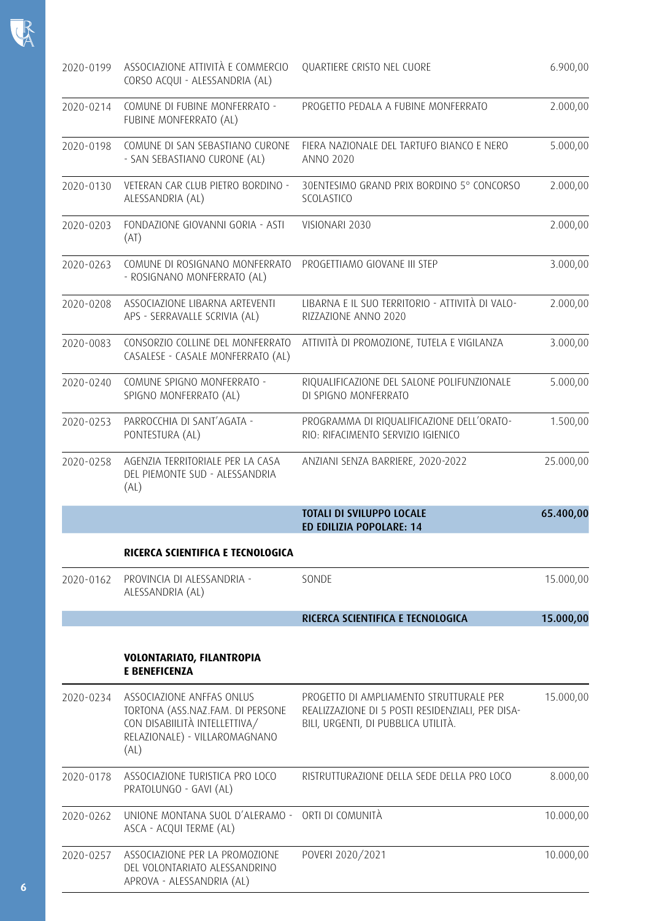| | | | |
|---|---|---|---|
| 2020-0199 | ASSOCIAZIONE ATTIVITÀ E COMMERCIO CORSO ACQUI - ALESSANDRIA (AL) | QUARTIERE CRISTO NEL CUORE | 6.900,00 |
| 2020-0214 | COMUNE DI FUBINE MONFERRATO - FUBINE MONFERRATO (AL) | PROGETTO PEDALA A FUBINE MONFERRATO | 2.000,00 |
| 2020-0198 | COMUNE DI SAN SEBASTIANO CURONE - SAN SEBASTIANO CURONE (AL) | FIERA NAZIONALE DEL TARTUFO BIANCO E NERO ANNO 2020 | 5.000,00 |
| 2020-0130 | VETERAN CAR CLUB PIETRO BORDINO - ALESSANDRIA (AL) | 30ENTESIMO GRAND PRIX BORDINO 5° CONCORSO SCOLASTICO | 2.000,00 |
| 2020-0203 | FONDAZIONE GIOVANNI GORIA - ASTI (AT) | VISIONARI 2030 | 2.000,00 |
| 2020-0263 | COMUNE DI ROSIGNANO MONFERRATO - ROSIGNANO MONFERRATO (AL) | PROGETTIAMO GIOVANE III STEP | 3.000,00 |
| 2020-0208 | ASSOCIAZIONE LIBARNA ARTEVENTI APS - SERRAVALLE SCRIVIA (AL) | LIBARNA E IL SUO TERRITORIO - ATTIVITÀ DI VALORIZZAZIONE ANNO 2020 | 2.000,00 |
| 2020-0083 | CONSORZIO COLLINE DEL MONFERRATO CASALESE - CASALE MONFERRATO (AL) | ATTIVITÀ DI PROMOZIONE, TUTELA E VIGILANZA | 3.000,00 |
| 2020-0240 | COMUNE SPIGNO MONFERRATO - SPIGNO MONFERRATO (AL) | RIQUALIFICAZIONE DEL SALONE POLIFUNZIONALE DI SPIGNO MONFERRATO | 5.000,00 |
| 2020-0253 | PARROCCHIA DI SANT'AGATA - PONTESTURA (AL) | PROGRAMMA DI RIQUALIFICAZIONE DELL'ORATORIO: RIFACIMENTO SERVIZIO IGIENICO | 1.500,00 |
| 2020-0258 | AGENZIA TERRITORIALE PER LA CASA DEL PIEMONTE SUD - ALESSANDRIA (AL) | ANZIANI SENZA BARRIERE, 2020-2022 | 25.000,00 |
| | | **TOTALI DI SVILUPPO LOCALE ED EDILIZIA POPOLARE: 14** | **65.400,00** |

**RICERCA SCIENTIFICA E TECNOLOGICA**

| | | | |
|---|---|---|---|
| 2020-0162 | PROVINCIA DI ALESSANDRIA - ALESSANDRIA (AL) | SONDE | 15.000,00 |
| | | **RICERCA SCIENTIFICA E TECNOLOGICA** | **15.000,00** |

**VOLONTARIATO, FILANTROPIA E BENEFICENZA**

| | | | |
|---|---|---|---|
| 2020-0234 | ASSOCIAZIONE ANFFAS ONLUS TORTONA (ASS.NAZ.FAM. DI PERSONE CON DISABIILITÀ INTELLETTIVA/ RELAZIONALE) - VILLAROMAGNANO (AL) | PROGETTO DI AMPLIAMENTO STRUTTURALE PER REALIZZAZIONE DI 5 POSTI RESIDENZIALI, PER DISABILI, URGENTI, DI PUBBLICA UTILITÀ. | 15.000,00 |
| 2020-0178 | ASSOCIAZIONE TURISTICA PRO LOCO PRATOLUNGO - GAVI (AL) | RISTRUTTURAZIONE DELLA SEDE DELLA PRO LOCO | 8.000,00 |
| 2020-0262 | UNIONE MONTANA SUOL D'ALERAMO - ASCA - ACQUI TERME (AL) | ORTI DI COMUNITÀ | 10.000,00 |
| 2020-0257 | ASSOCIAZIONE PER LA PROMOZIONE DEL VOLONTARIATO ALESSANDRINO APROVA - ALESSANDRIA (AL) | POVERI 2020/2021 | 10.000,00 |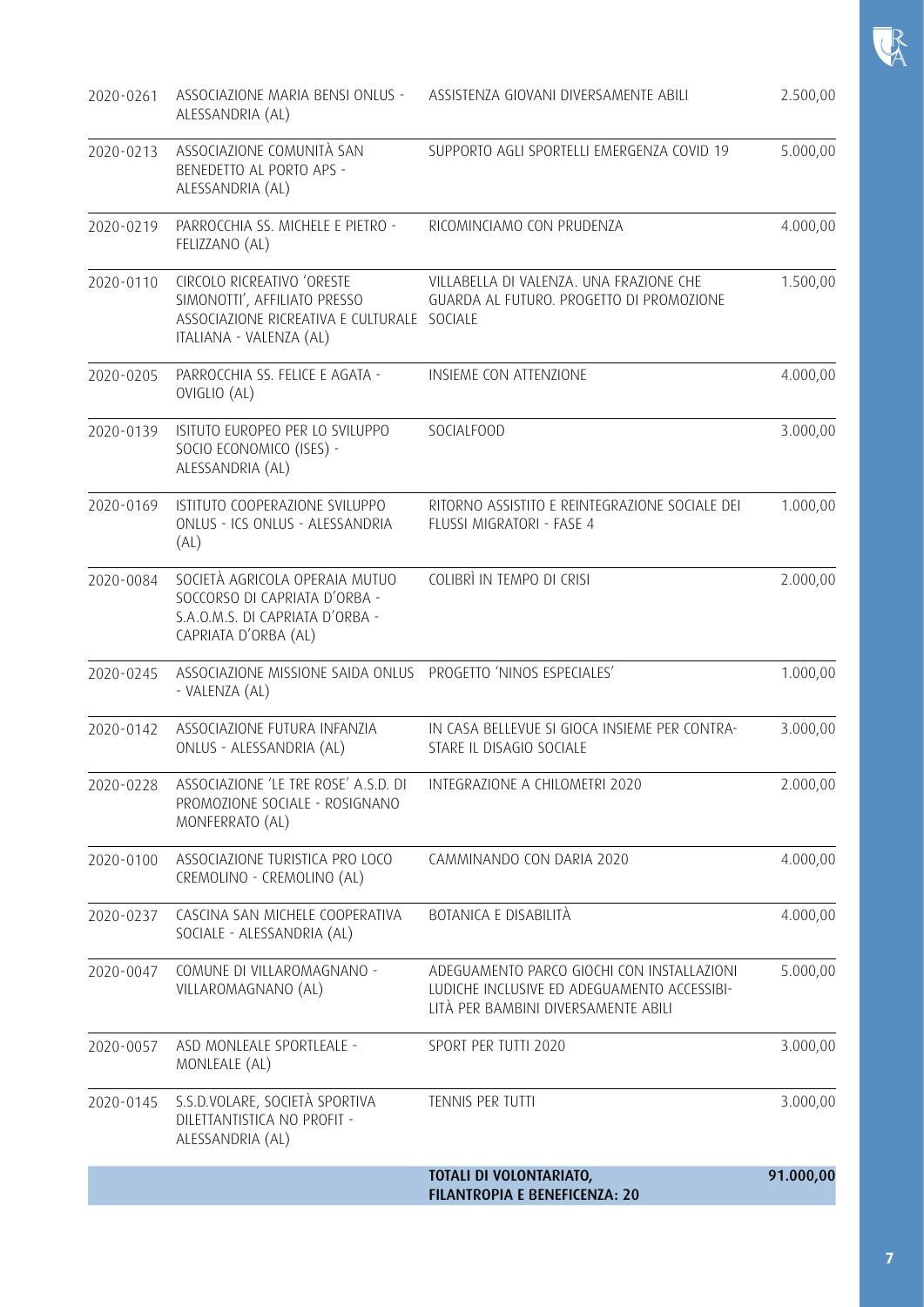| | | | |
|---|---|---|---|
| 2020-0261 | ASSOCIAZIONE MARIA BENSI ONLUS - ALESSANDRIA (AL) | ASSISTENZA GIOVANI DIVERSAMENTE ABILI | 2.500,00 |
| 2020-0213 | ASSOCIAZIONE COMUNITÀ SAN BENEDETTO AL PORTO APS - ALESSANDRIA (AL) | SUPPORTO AGLI SPORTELLI EMERGENZA COVID 19 | 5.000,00 |
| 2020-0219 | PARROCCHIA SS. MICHELE E PIETRO - FELIZZANO (AL) | RICOMINCIAMO CON PRUDENZA | 4.000,00 |
| 2020-0110 | CIRCOLO RICREATIVO 'ORESTE SIMONOTTI', AFFILIATO PRESSO ASSOCIAZIONE RICREATIVA E CULTURALE ITALIANA - VALENZA (AL) | VILLABELLA DI VALENZA. UNA FRAZIONE CHE GUARDA AL FUTURO. PROGETTO DI PROMOZIONE SOCIALE | 1.500,00 |
| 2020-0205 | PARROCCHIA SS. FELICE E AGATA - OVIGLIO (AL) | INSIEME CON ATTENZIONE | 4.000,00 |
| 2020-0139 | ISITUTO EUROPEO PER LO SVILUPPO SOCIO ECONOMICO (ISES) - ALESSANDRIA (AL) | SOCIALFOOD | 3.000,00 |
| 2020-0169 | ISTITUTO COOPERAZIONE SVILUPPO ONLUS - ICS ONLUS - ALESSANDRIA (AL) | RITORNO ASSISTITO E REINTEGRAZIONE SOCIALE DEI FLUSSI MIGRATORI - FASE 4 | 1.000,00 |
| 2020-0084 | SOCIETÀ AGRICOLA OPERAIA MUTUO SOCCORSO DI CAPRIATA D'ORBA - S.A.O.M.S. DI CAPRIATA D'ORBA - CAPRIATA D'ORBA (AL) | COLIBRÌ IN TEMPO DI CRISI | 2.000,00 |
| 2020-0245 | ASSOCIAZIONE MISSIONE SAIDA ONLUS - VALENZA (AL) | PROGETTO 'NINOS ESPECIALES' | 1.000,00 |
| 2020-0142 | ASSOCIAZIONE FUTURA INFANZIA ONLUS - ALESSANDRIA (AL) | IN CASA BELLEVUE SI GIOCA INSIEME PER CONTRASTARE IL DISAGIO SOCIALE | 3.000,00 |
| 2020-0228 | ASSOCIAZIONE 'LE TRE ROSE' A.S.D. DI PROMOZIONE SOCIALE - ROSIGNANO MONFERRATO (AL) | INTEGRAZIONE A CHILOMETRI 2020 | 2.000,00 |
| 2020-0100 | ASSOCIAZIONE TURISTICA PRO LOCO CREMOLINO - CREMOLINO (AL) | CAMMINANDO CON DARIA 2020 | 4.000,00 |
| 2020-0237 | CASCINA SAN MICHELE COOPERATIVA SOCIALE - ALESSANDRIA (AL) | BOTANICA E DISABILITÀ | 4.000,00 |
| 2020-0047 | COMUNE DI VILLAROMAGNANO - VILLAROMAGNANO (AL) | ADEGUAMENTO PARCO GIOCHI CON INSTALLAZIONI LUDICHE INCLUSIVE ED ADEGUAMENTO ACCESSIBILITÀ PER BAMBINI DIVERSAMENTE ABILI | 5.000,00 |
| 2020-0057 | ASD MONLEALE SPORTLEALE - MONLEALE (AL) | SPORT PER TUTTI 2020 | 3.000,00 |
| 2020-0145 | S.S.D.VOLARE, SOCIETÀ SPORTIVA DILETTANTISTICA NO PROFIT - ALESSANDRIA (AL) | TENNIS PER TUTTI | 3.000,00 |
| | | **TOTALI DI VOLONTARIATO, FILANTROPIA E BENEFICENZA: 20** | **91.000,00** |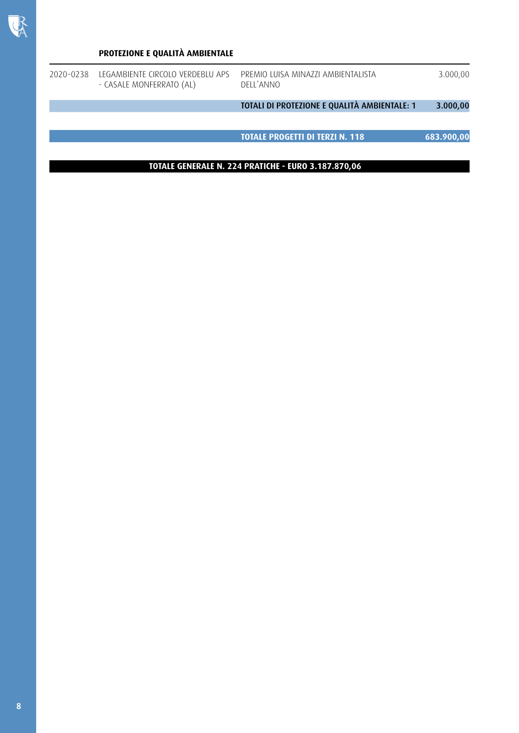### PROTEZIONE E QUALITÀ AMBIENTALE

| | | | |
|---|---|---|---|
| 2020-0238 | LEGAMBIENTE CIRCOLO VERDEBLU APS - CASALE MONFERRATO (AL) | PREMIO LUISA MINAZZI AMBIENTALISTA DELL'ANNO | 3.000,00 |
| | | **TOTALI DI PROTEZIONE E QUALITÀ AMBIENTALE: 1** | **3.000,00** |
| | | **TOTALE PROGETTI DI TERZI N. 118** | **683.900,00** |

**TOTALE GENERALE N. 224 PRATICHE - EURO 3.187.870,06**